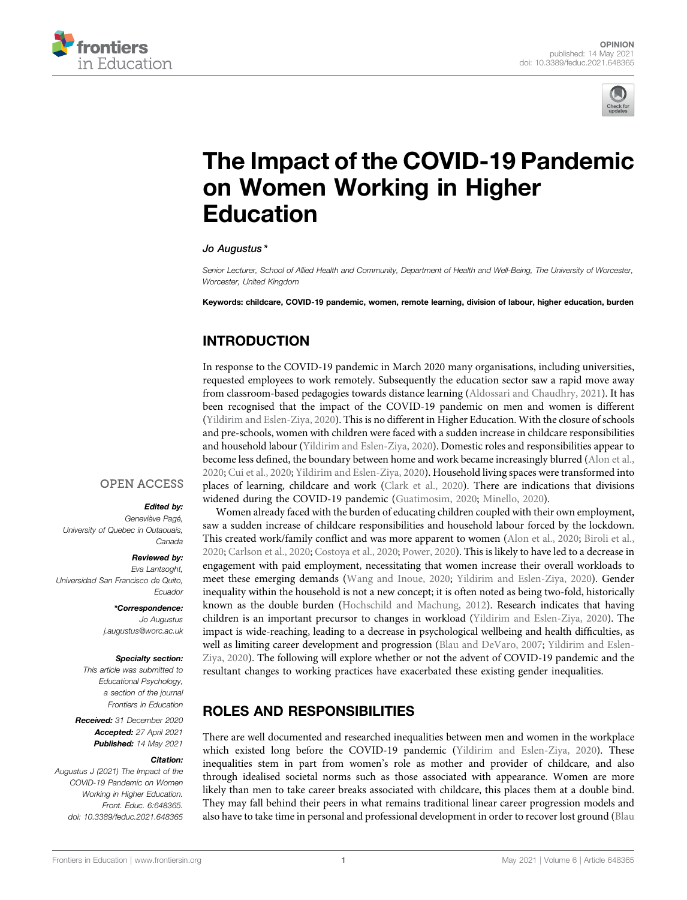OPINION
published: 14 May 2021
doi: 10.3389/feduc.2021.648365

# The Impact of the COVID-19 Pandemic on Women Working in Higher Education

Jo Augustus*

*Senior Lecturer, School of Allied Health and Community, Department of Health and Well-Being, The University of Worcester, Worcester, United Kingdom*

**Keywords: childcare, COVID-19 pandemic, women, remote learning, division of labour, higher education, burden**

OPEN ACCESS

***Edited by:***
Geneviève Pagé,
University of Quebec in Outaouais, Canada

***Reviewed by:***
Eva Lantsoght,
Universidad San Francisco de Quito, Ecuador

***\*Correspondence:***
Jo Augustus
j.augustus@worc.ac.uk

***Specialty section:***
This article was submitted to Educational Psychology, a section of the journal Frontiers in Education

***Received:*** 31 December 2020
***Accepted:*** 27 April 2021
***Published:*** 14 May 2021

***Citation:***
Augustus J (2021) The Impact of the COVID-19 Pandemic on Women Working in Higher Education. Front. Educ. 6:648365. doi: 10.3389/feduc.2021.648365

## INTRODUCTION

In response to the COVID-19 pandemic in March 2020 many organisations, including universities, requested employees to work remotely. Subsequently the education sector saw a rapid move away from classroom-based pedagogies towards distance learning (Aldossari and Chaudhry, 2021). It has been recognised that the impact of the COVID-19 pandemic on men and women is different (Yildirim and Eslen-Ziya, 2020). This is no different in Higher Education. With the closure of schools and pre-schools, women with children were faced with a sudden increase in childcare responsibilities and household labour (Yildirim and Eslen-Ziya, 2020). Domestic roles and responsibilities appear to become less defined, the boundary between home and work became increasingly blurred (Alon et al., 2020; Cui et al., 2020; Yildirim and Eslen-Ziya, 2020). Household living spaces were transformed into places of learning, childcare and work (Clark et al., 2020). There are indications that divisions widened during the COVID-19 pandemic (Guatimosim, 2020; Minello, 2020).

Women already faced with the burden of educating children coupled with their own employment, saw a sudden increase of childcare responsibilities and household labour forced by the lockdown. This created work/family conflict and was more apparent to women (Alon et al., 2020; Biroli et al., 2020; Carlson et al., 2020; Costoya et al., 2020; Power, 2020). This is likely to have led to a decrease in engagement with paid employment, necessitating that women increase their overall workloads to meet these emerging demands (Wang and Inoue, 2020; Yildirim and Eslen-Ziya, 2020). Gender inequality within the household is not a new concept; it is often noted as being two-fold, historically known as the double burden (Hochschild and Machung, 2012). Research indicates that having children is an important precursor to changes in workload (Yildirim and Eslen-Ziya, 2020). The impact is wide-reaching, leading to a decrease in psychological wellbeing and health difficulties, as well as limiting career development and progression (Blau and DeVaro, 2007; Yildirim and Eslen-Ziya, 2020). The following will explore whether or not the advent of COVID-19 pandemic and the resultant changes to working practices have exacerbated these existing gender inequalities.

## ROLES AND RESPONSIBILITIES

There are well documented and researched inequalities between men and women in the workplace which existed long before the COVID-19 pandemic (Yildirim and Eslen-Ziya, 2020). These inequalities stem in part from women's role as mother and provider of childcare, and also through idealised societal norms such as those associated with appearance. Women are more likely than men to take career breaks associated with childcare, this places them at a double bind. They may fall behind their peers in what remains traditional linear career progression models and also have to take time in personal and professional development in order to recover lost ground (Blau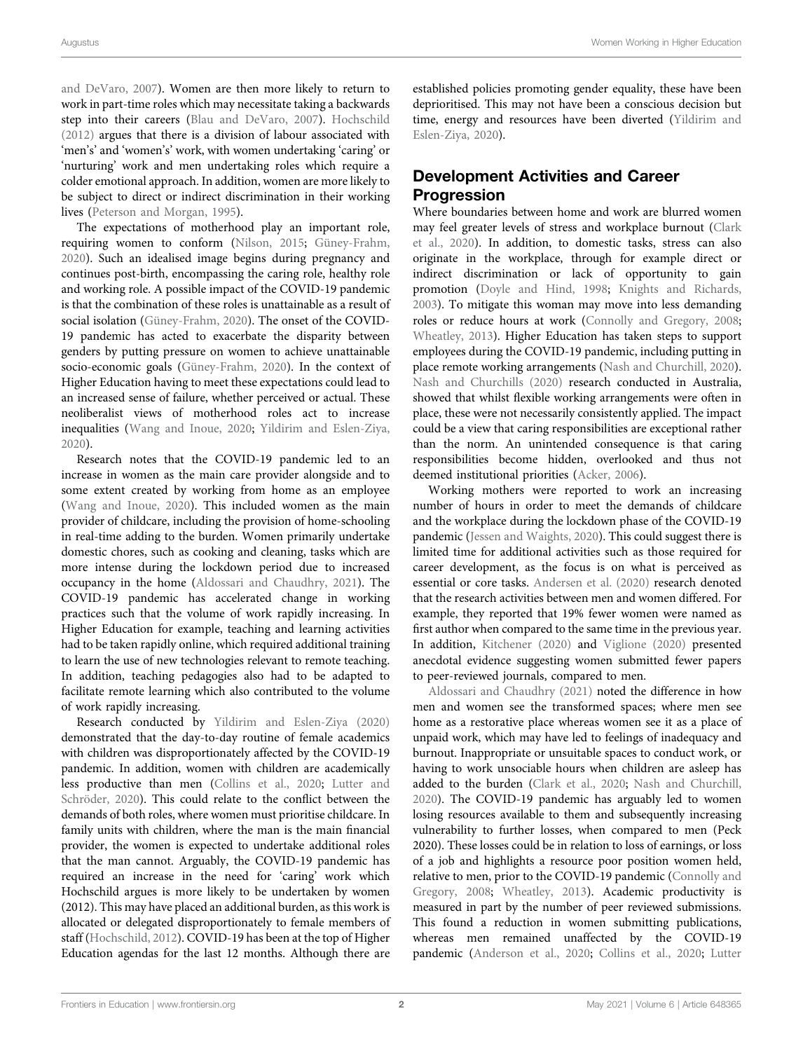and DeVaro, 2007). Women are then more likely to return to work in part-time roles which may necessitate taking a backwards step into their careers (Blau and DeVaro, 2007). Hochschild (2012) argues that there is a division of labour associated with 'men's' and 'women's' work, with women undertaking 'caring' or 'nurturing' work and men undertaking roles which require a colder emotional approach. In addition, women are more likely to be subject to direct or indirect discrimination in their working lives (Peterson and Morgan, 1995).

The expectations of motherhood play an important role, requiring women to conform (Nilson, 2015; Güney-Frahm, 2020). Such an idealised image begins during pregnancy and continues post-birth, encompassing the caring role, healthy role and working role. A possible impact of the COVID-19 pandemic is that the combination of these roles is unattainable as a result of social isolation (Güney-Frahm, 2020). The onset of the COVID-19 pandemic has acted to exacerbate the disparity between genders by putting pressure on women to achieve unattainable socio-economic goals (Güney-Frahm, 2020). In the context of Higher Education having to meet these expectations could lead to an increased sense of failure, whether perceived or actual. These neoliberalist views of motherhood roles act to increase inequalities (Wang and Inoue, 2020; Yildirim and Eslen-Ziya, 2020).

Research notes that the COVID-19 pandemic led to an increase in women as the main care provider alongside and to some extent created by working from home as an employee (Wang and Inoue, 2020). This included women as the main provider of childcare, including the provision of home-schooling in real-time adding to the burden. Women primarily undertake domestic chores, such as cooking and cleaning, tasks which are more intense during the lockdown period due to increased occupancy in the home (Aldossari and Chaudhry, 2021). The COVID-19 pandemic has accelerated change in working practices such that the volume of work rapidly increasing. In Higher Education for example, teaching and learning activities had to be taken rapidly online, which required additional training to learn the use of new technologies relevant to remote teaching. In addition, teaching pedagogies also had to be adapted to facilitate remote learning which also contributed to the volume of work rapidly increasing.

Research conducted by Yildirim and Eslen-Ziya (2020) demonstrated that the day-to-day routine of female academics with children was disproportionately affected by the COVID-19 pandemic. In addition, women with children are academically less productive than men (Collins et al., 2020; Lutter and Schröder, 2020). This could relate to the conflict between the demands of both roles, where women must prioritise childcare. In family units with children, where the man is the main financial provider, the women is expected to undertake additional roles that the man cannot. Arguably, the COVID-19 pandemic has required an increase in the need for 'caring' work which Hochschild argues is more likely to be undertaken by women (2012). This may have placed an additional burden, as this work is allocated or delegated disproportionately to female members of staff (Hochschild, 2012). COVID-19 has been at the top of Higher Education agendas for the last 12 months. Although there are established policies promoting gender equality, these have been deprioritised. This may not have been a conscious decision but time, energy and resources have been diverted (Yildirim and Eslen-Ziya, 2020).

## Development Activities and Career Progression

Where boundaries between home and work are blurred women may feel greater levels of stress and workplace burnout (Clark et al., 2020). In addition, to domestic tasks, stress can also originate in the workplace, through for example direct or indirect discrimination or lack of opportunity to gain promotion (Doyle and Hind, 1998; Knights and Richards, 2003). To mitigate this woman may move into less demanding roles or reduce hours at work (Connolly and Gregory, 2008; Wheatley, 2013). Higher Education has taken steps to support employees during the COVID-19 pandemic, including putting in place remote working arrangements (Nash and Churchill, 2020). Nash and Churchills (2020) research conducted in Australia, showed that whilst flexible working arrangements were often in place, these were not necessarily consistently applied. The impact could be a view that caring responsibilities are exceptional rather than the norm. An unintended consequence is that caring responsibilities become hidden, overlooked and thus not deemed institutional priorities (Acker, 2006).

Working mothers were reported to work an increasing number of hours in order to meet the demands of childcare and the workplace during the lockdown phase of the COVID-19 pandemic (Jessen and Waights, 2020). This could suggest there is limited time for additional activities such as those required for career development, as the focus is on what is perceived as essential or core tasks. Andersen et al. (2020) research denoted that the research activities between men and women differed. For example, they reported that 19% fewer women were named as first author when compared to the same time in the previous year. In addition, Kitchener (2020) and Viglione (2020) presented anecdotal evidence suggesting women submitted fewer papers to peer-reviewed journals, compared to men.

Aldossari and Chaudhry (2021) noted the difference in how men and women see the transformed spaces; where men see home as a restorative place whereas women see it as a place of unpaid work, which may have led to feelings of inadequacy and burnout. Inappropriate or unsuitable spaces to conduct work, or having to work unsociable hours when children are asleep has added to the burden (Clark et al., 2020; Nash and Churchill, 2020). The COVID-19 pandemic has arguably led to women losing resources available to them and subsequently increasing vulnerability to further losses, when compared to men (Peck 2020). These losses could be in relation to loss of earnings, or loss of a job and highlights a resource poor position women held, relative to men, prior to the COVID-19 pandemic (Connolly and Gregory, 2008; Wheatley, 2013). Academic productivity is measured in part by the number of peer reviewed submissions. This found a reduction in women submitting publications, whereas men remained unaffected by the COVID-19 pandemic (Anderson et al., 2020; Collins et al., 2020; Lutter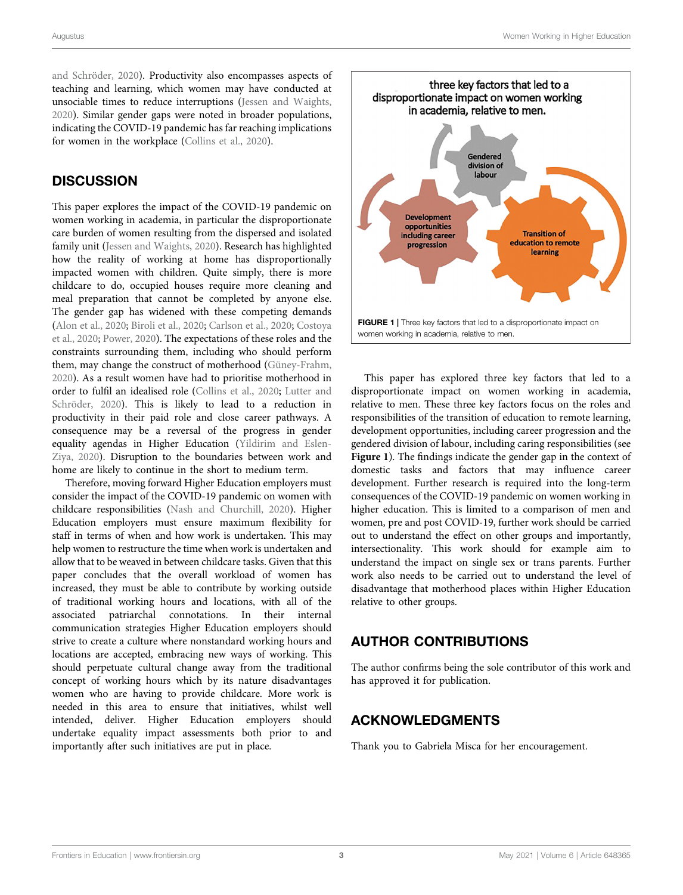and Schröder, 2020). Productivity also encompasses aspects of teaching and learning, which women may have conducted at unsociable times to reduce interruptions (Jessen and Waights, 2020). Similar gender gaps were noted in broader populations, indicating the COVID-19 pandemic has far reaching implications for women in the workplace (Collins et al., 2020).

## DISCUSSION

This paper explores the impact of the COVID-19 pandemic on women working in academia, in particular the disproportionate care burden of women resulting from the dispersed and isolated family unit (Jessen and Waights, 2020). Research has highlighted how the reality of working at home has disproportionally impacted women with children. Quite simply, there is more childcare to do, occupied houses require more cleaning and meal preparation that cannot be completed by anyone else. The gender gap has widened with these competing demands (Alon et al., 2020; Biroli et al., 2020; Carlson et al., 2020; Costoya et al., 2020; Power, 2020). The expectations of these roles and the constraints surrounding them, including who should perform them, may change the construct of motherhood (Güney-Frahm, 2020). As a result women have had to prioritise motherhood in order to fulfil an idealised role (Collins et al., 2020; Lutter and Schröder, 2020). This is likely to lead to a reduction in productivity in their paid role and close career pathways. A consequence may be a reversal of the progress in gender equality agendas in Higher Education (Yildirim and Eslen-Ziya, 2020). Disruption to the boundaries between work and home are likely to continue in the short to medium term.

Therefore, moving forward Higher Education employers must consider the impact of the COVID-19 pandemic on women with childcare responsibilities (Nash and Churchill, 2020). Higher Education employers must ensure maximum flexibility for staff in terms of when and how work is undertaken. This may help women to restructure the time when work is undertaken and allow that to be weaved in between childcare tasks. Given that this paper concludes that the overall workload of women has increased, they must be able to contribute by working outside of traditional working hours and locations, with all of the associated patriarchal connotations. In their internal communication strategies Higher Education employers should strive to create a culture where nonstandard working hours and locations are accepted, embracing new ways of working. This should perpetuate cultural change away from the traditional concept of working hours which by its nature disadvantages women who are having to provide childcare. More work is needed in this area to ensure that initiatives, whilst well intended, deliver. Higher Education employers should undertake equality impact assessments both prior to and importantly after such initiatives are put in place.

three key factors that led to a disproportionate impact on women working in academia, relative to men.

Gendered division of labour

Development opportunities including career progression

Transition of education to remote learning

**FIGURE 1** | Three key factors that led to a disproportionate impact on women working in academia, relative to men.

This paper has explored three key factors that led to a disproportionate impact on women working in academia, relative to men. These three key factors focus on the roles and responsibilities of the transition of education to remote learning, development opportunities, including career progression and the gendered division of labour, including caring responsibilities (see **Figure 1**). The findings indicate the gender gap in the context of domestic tasks and factors that may influence career development. Further research is required into the long-term consequences of the COVID-19 pandemic on women working in higher education. This is limited to a comparison of men and women, pre and post COVID-19, further work should be carried out to understand the effect on other groups and importantly, intersectionality. This work should for example aim to understand the impact on single sex or trans parents. Further work also needs to be carried out to understand the level of disadvantage that motherhood places within Higher Education relative to other groups.

## AUTHOR CONTRIBUTIONS

The author confirms being the sole contributor of this work and has approved it for publication.

## ACKNOWLEDGMENTS

Thank you to Gabriela Misca for her encouragement.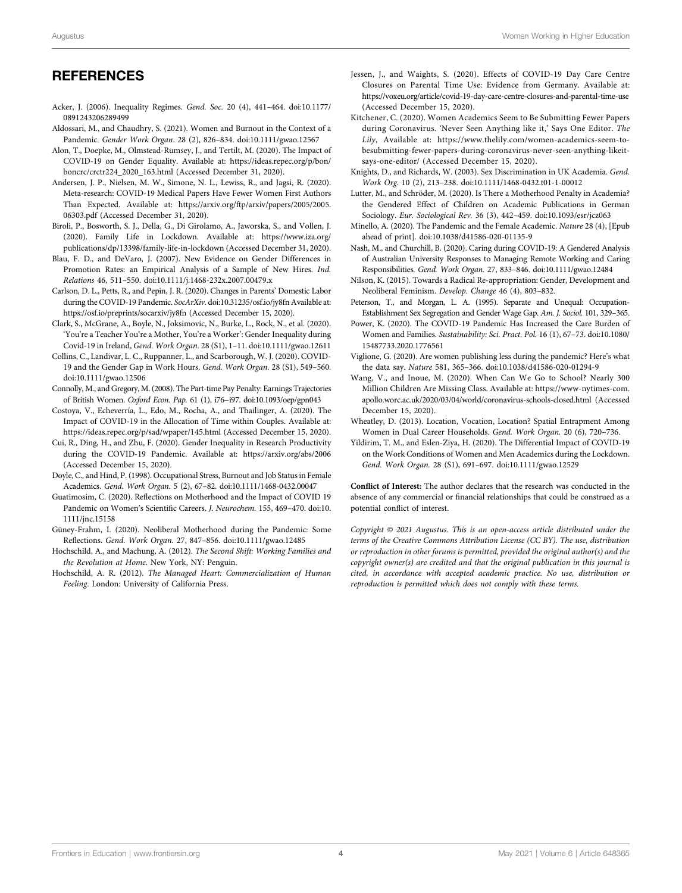## REFERENCES

Acker, J. (2006). Inequality Regimes. *Gend. Soc.* 20 (4), 441–464. doi:10.1177/0891243206289499

Aldossari, M., and Chaudhry, S. (2021). Women and Burnout in the Context of a Pandemic. *Gender Work Organ.* 28 (2), 826–834. doi:10.1111/gwao.12567

Alon, T., Doepke, M., Olmstead-Rumsey, J., and Tertilt, M. (2020). The Impact of COVID-19 on Gender Equality. Available at: https://ideas.repec.org/p/bon/boncrc/crctr224_2020_163.html (Accessed December 31, 2020).

Andersen, J. P., Nielsen, M. W., Simone, N. L., Lewiss, R., and Jagsi, R. (2020). Meta-research: COVID-19 Medical Papers Have Fewer Women First Authors Than Expected. Available at: https://arxiv.org/ftp/arxiv/papers/2005/2005.06303.pdf (Accessed December 31, 2020).

Biroli, P., Bosworth, S. J., Della, G., Di Girolamo, A., Jaworska, S., and Vollen, J. (2020). Family Life in Lockdown. Available at: https://www.iza.org/publications/dp/13398/family-life-in-lockdown (Accessed December 31, 2020).

Blau, F. D., and DeVaro, J. (2007). New Evidence on Gender Differences in Promotion Rates: an Empirical Analysis of a Sample of New Hires. *Ind. Relations* 46, 511–550. doi:10.1111/j.1468-232x.2007.00479.x

Carlson, D. L., Petts, R., and Pepin, J. R. (2020). Changes in Parents' Domestic Labor during the COVID-19 Pandemic. *SocArXiv*. doi:10.31235/osf.io/jy8fn Available at: https://osf.io/preprints/socarxiv/jy8fn (Accessed December 15, 2020).

Clark, S., McGrane, A., Boyle, N., Joksimovic, N., Burke, L., Rock, N., et al. (2020). 'You're a Teacher You're a Mother, You're a Worker': Gender Inequality during Covid-19 in Ireland, *Gend. Work Organ.* 28 (S1), 1–11. doi:10.1111/gwao.12611

Collins, C., Landivar, L. C., Ruppanner, L., and Scarborough, W. J. (2020). COVID-19 and the Gender Gap in Work Hours. *Gend. Work Organ.* 28 (S1), 549–560. doi:10.1111/gwao.12506

Connolly, M., and Gregory, M. (2008). The Part-time Pay Penalty: Earnings Trajectories of British Women. *Oxford Econ. Pap.* 61 (1), i76–i97. doi:10.1093/oep/gpn043

Costoya, V., Echeverría, L., Edo, M., Rocha, A., and Thailinger, A. (2020). The Impact of COVID-19 in the Allocation of Time within Couples. Available at: https://ideas.repec.org/p/sad/wpaper/145.html (Accessed December 15, 2020).

Cui, R., Ding, H., and Zhu, F. (2020). Gender Inequality in Research Productivity during the COVID-19 Pandemic. Available at: https://arxiv.org/abs/2006 (Accessed December 15, 2020).

Doyle, C., and Hind, P. (1998). Occupational Stress, Burnout and Job Status in Female Academics. *Gend. Work Organ.* 5 (2), 67–82. doi:10.1111/1468-0432.00047

Guatimosim, C. (2020). Reflections on Motherhood and the Impact of COVID 19 Pandemic on Women's Scientific Careers. *J. Neurochem.* 155, 469–470. doi:10.1111/jnc.15158

Güney-Frahm, I. (2020). Neoliberal Motherhood during the Pandemic: Some Reflections. *Gend. Work Organ.* 27, 847–856. doi:10.1111/gwao.12485

Hochschild, A., and Machung, A. (2012). *The Second Shift: Working Families and the Revolution at Home*. New York, NY: Penguin.

Hochschild, A. R. (2012). *The Managed Heart: Commercialization of Human Feeling*. London: University of California Press.

Jessen, J., and Waights, S. (2020). Effects of COVID-19 Day Care Centre Closures on Parental Time Use: Evidence from Germany. Available at: https://voxeu.org/article/covid-19-day-care-centre-closures-and-parental-time-use (Accessed December 15, 2020).

Kitchener, C. (2020). Women Academics Seem to Be Submitting Fewer Papers during Coronavirus. 'Never Seen Anything like it,' Says One Editor. *The Lily*, Available at: https://www.thelily.com/women-academics-seem-to-besubmitting-fewer-papers-during-coronavirus-never-seen-anything-likeit-says-one-editor/ (Accessed December 15, 2020).

Knights, D., and Richards, W. (2003). Sex Discrimination in UK Academia. *Gend. Work Org.* 10 (2), 213–238. doi:10.1111/1468-0432.t01-1-00012

Lutter, M., and Schröder, M. (2020). Is There a Motherhood Penalty in Academia? the Gendered Effect of Children on Academic Publications in German Sociology. *Eur. Sociological Rev.* 36 (3), 442–459. doi:10.1093/esr/jcz063

Minello, A. (2020). The Pandemic and the Female Academic. *Nature* 28 (4), [Epub ahead of print]. doi:10.1038/d41586-020-01135-9

Nash, M., and Churchill, B. (2020). Caring during COVID-19: A Gendered Analysis of Australian University Responses to Managing Remote Working and Caring Responsibilities. *Gend. Work Organ.* 27, 833–846. doi:10.1111/gwao.12484

Nilson, K. (2015). Towards a Radical Re-appropriation: Gender, Development and Neoliberal Feminism. *Develop. Change* 46 (4), 803–832.

Peterson, T., and Morgan, L. A. (1995). Separate and Unequal: Occupation-Establishment Sex Segregation and Gender Wage Gap. *Am. J. Sociol.* 101, 329–365.

Power, K. (2020). The COVID-19 Pandemic Has Increased the Care Burden of Women and Families. *Sustainability: Sci. Pract. Pol.* 16 (1), 67–73. doi:10.1080/15487733.2020.1776561

Viglione, G. (2020). Are women publishing less during the pandemic? Here's what the data say. *Nature* 581, 365–366. doi:10.1038/d41586-020-01294-9

Wang, V., and Inoue, M. (2020). When Can We Go to School? Nearly 300 Million Children Are Missing Class. Available at: https://www-nytimes-com.apollo.worc.ac.uk/2020/03/04/world/coronavirus-schools-closed.html (Accessed December 15, 2020).

Wheatley, D. (2013). Location, Vocation, Location? Spatial Entrapment Among Women in Dual Career Households. *Gend. Work Organ.* 20 (6), 720–736.

Yildirim, T. M., and Eslen-Ziya, H. (2020). The Differential Impact of COVID-19 on the Work Conditions of Women and Men Academics during the Lockdown. *Gend. Work Organ.* 28 (S1), 691–697. doi:10.1111/gwao.12529

**Conflict of Interest:** The author declares that the research was conducted in the absence of any commercial or financial relationships that could be construed as a potential conflict of interest.

*Copyright © 2021 Augustus. This is an open-access article distributed under the terms of the Creative Commons Attribution License (CC BY). The use, distribution or reproduction in other forums is permitted, provided the original author(s) and the copyright owner(s) are credited and that the original publication in this journal is cited, in accordance with accepted academic practice. No use, distribution or reproduction is permitted which does not comply with these terms.*